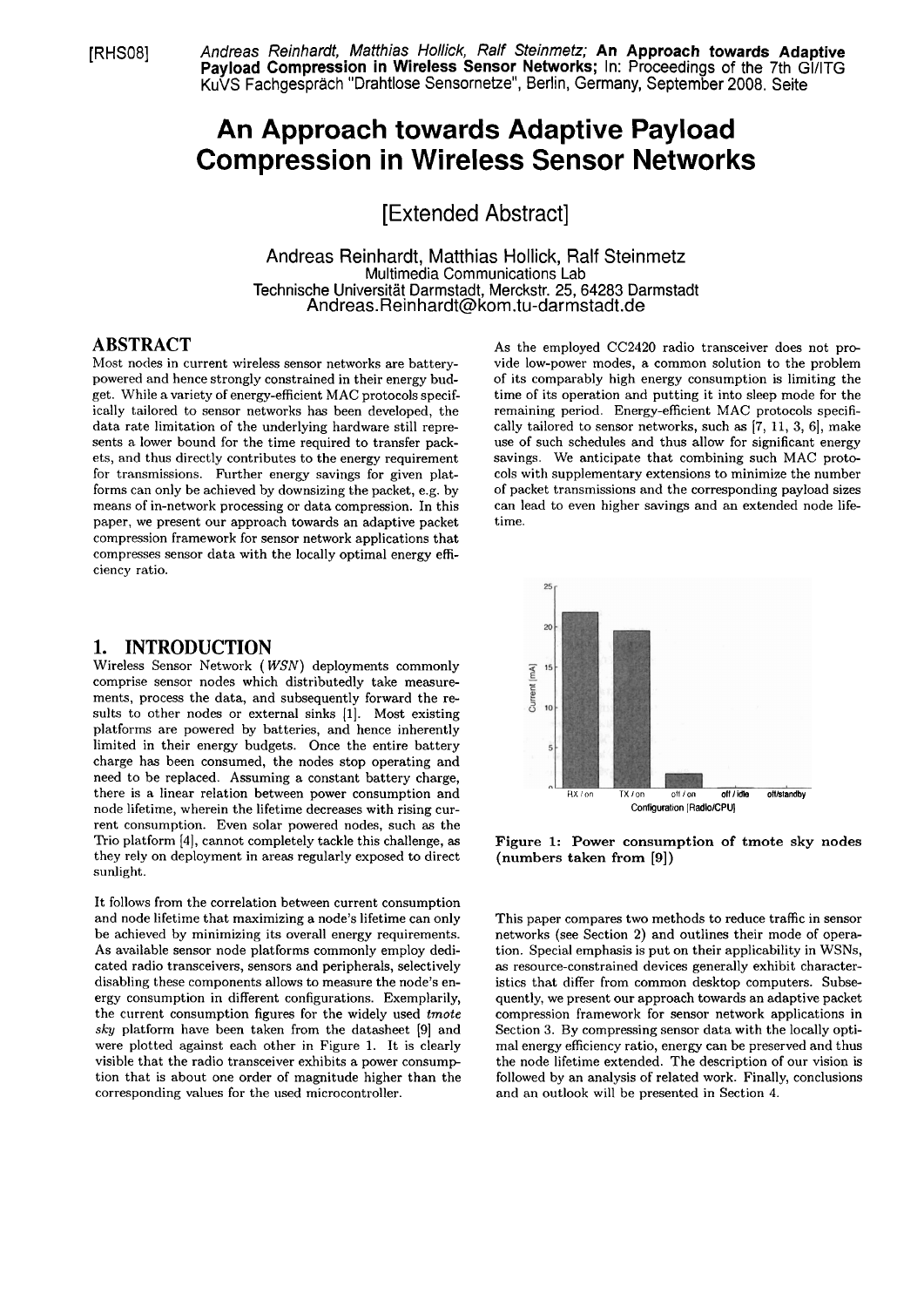[RHS08] *Andreas Reinhardt, Matthias Hollick, Ralf Steinmetz;* **An Approach towards Adaptive Payload Compression in Wireless Sensor Networks;** In: Proceedings of the 7th GI/ITG KuVS Fachgespräch "Drahtlose Sensornetze", Berlin, Germany, September 2008. Seite

# An Approach towards Adaptive Payload Compression in Wireless Sensor Networks

[Extended Abstract]

Andreas Reinhardt, Matthias Hollick, Ralf Steinmetz
Multimedia Communications Lab
Technische Universität Darmstadt, Merckstr. 25, 64283 Darmstadt
Andreas.Reinhardt@kom.tu-darmstadt.de

## ABSTRACT

Most nodes in current wireless sensor networks are battery-powered and hence strongly constrained in their energy budget. While a variety of energy-efficient MAC protocols specifically tailored to sensor networks has been developed, the data rate limitation of the underlying hardware still represents a lower bound for the time required to transfer packets, and thus directly contributes to the energy requirement for transmissions. Further energy savings for given platforms can only be achieved by downsizing the packet, e.g. by means of in-network processing or data compression. In this paper, we present our approach towards an adaptive packet compression framework for sensor network applications that compresses sensor data with the locally optimal energy efficiency ratio.

## 1. INTRODUCTION

Wireless Sensor Network (*WSN*) deployments commonly comprise sensor nodes which distributedly take measurements, process the data, and subsequently forward the results to other nodes or external sinks [1]. Most existing platforms are powered by batteries, and hence inherently limited in their energy budgets. Once the entire battery charge has been consumed, the nodes stop operating and need to be replaced. Assuming a constant battery charge, there is a linear relation between power consumption and node lifetime, wherein the lifetime decreases with rising current consumption. Even solar powered nodes, such as the Trio platform [4], cannot completely tackle this challenge, as they rely on deployment in areas regularly exposed to direct sunlight.

It follows from the correlation between current consumption and node lifetime that maximizing a node's lifetime can only be achieved by minimizing its overall energy requirements. As available sensor node platforms commonly employ dedicated radio transceivers, sensors and peripherals, selectively disabling these components allows to measure the node's energy consumption in different configurations. Exemplarily, the current consumption figures for the widely used *tmote sky* platform have been taken from the datasheet [9] and were plotted against each other in Figure 1. It is clearly visible that the radio transceiver exhibits a power consumption that is about one order of magnitude higher than the corresponding values for the used microcontroller.

As the employed CC2420 radio transceiver does not provide low-power modes, a common solution to the problem of its comparably high energy consumption is limiting the time of its operation and putting it into sleep mode for the remaining period. Energy-efficient MAC protocols specifically tailored to sensor networks, such as [7, 11, 3, 6], make use of such schedules and thus allow for significant energy savings. We anticipate that combining such MAC protocols with supplementary extensions to minimize the number of packet transmissions and the corresponding payload sizes can lead to even higher savings and an extended node lifetime.

**Figure 1: Power consumption of tmote sky nodes (numbers taken from [9])**

This paper compares two methods to reduce traffic in sensor networks (see Section 2) and outlines their mode of operation. Special emphasis is put on their applicability in WSNs, as resource-constrained devices generally exhibit characteristics that differ from common desktop computers. Subsequently, we present our approach towards an adaptive packet compression framework for sensor network applications in Section 3. By compressing sensor data with the locally optimal energy efficiency ratio, energy can be preserved and thus the node lifetime extended. The description of our vision is followed by an analysis of related work. Finally, conclusions and an outlook will be presented in Section 4.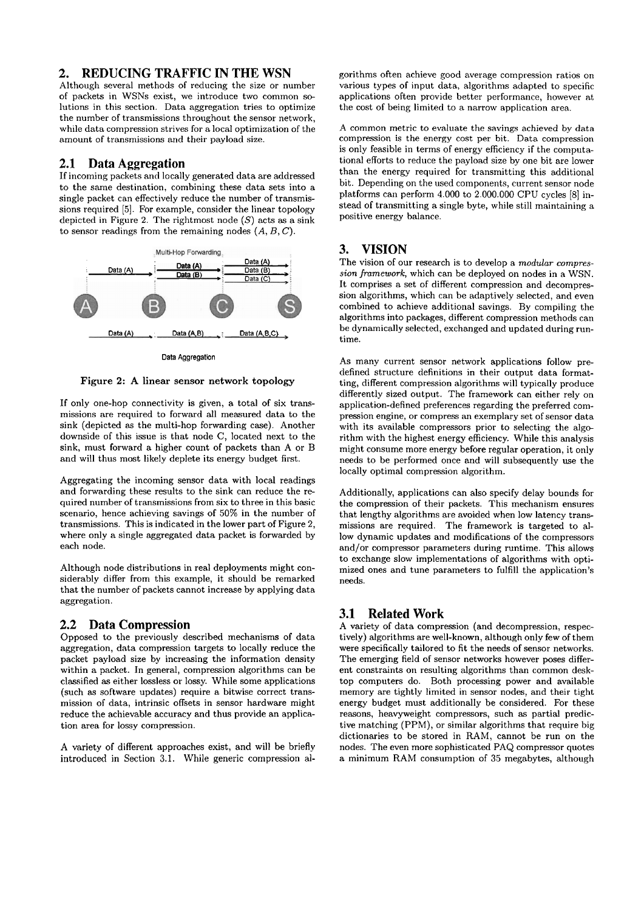## 2. REDUCING TRAFFIC IN THE WSN

Although several methods of reducing the size or number of packets in WSNs exist, we introduce two common solutions in this section. Data aggregation tries to optimize the number of transmissions throughout the sensor network, while data compression strives for a local optimization of the amount of transmissions and their payload size.

### 2.1 Data Aggregation

If incoming packets and locally generated data are addressed to the same destination, combining these data sets into a single packet can effectively reduce the number of transmissions required [5]. For example, consider the linear topology depicted in Figure 2. The rightmost node ($S$) acts as a sink to sensor readings from the remaining nodes ($A$, $B$, $C$).

Figure 2: A linear sensor network topology

If only one-hop connectivity is given, a total of six transmissions are required to forward all measured data to the sink (depicted as the multi-hop forwarding case). Another downside of this issue is that node C, located next to the sink, must forward a higher count of packets than A or B and will thus most likely deplete its energy budget first.

Aggregating the incoming sensor data with local readings and forwarding these results to the sink can reduce the required number of transmissions from six to three in this basic scenario, hence achieving savings of 50% in the number of transmissions. This is indicated in the lower part of Figure 2, where only a single aggregated data packet is forwarded by each node.

Although node distributions in real deployments might considerably differ from this example, it should be remarked that the number of packets cannot increase by applying data aggregation.

### 2.2 Data Compression

Opposed to the previously described mechanisms of data aggregation, data compression targets to locally reduce the packet payload size by increasing the information density within a packet. In general, compression algorithms can be classified as either lossless or lossy. While some applications (such as software updates) require a bitwise correct transmission of data, intrinsic offsets in sensor hardware might reduce the achievable accuracy and thus provide an application area for lossy compression.

A variety of different approaches exist, and will be briefly introduced in Section 3.1. While generic compression algorithms often achieve good average compression ratios on various types of input data, algorithms adapted to specific applications often provide better performance, however at the cost of being limited to a narrow application area.

A common metric to evaluate the savings achieved by data compression is the energy cost per bit. Data compression is only feasible in terms of energy efficiency if the computational efforts to reduce the payload size by one bit are lower than the energy required for transmitting this additional bit. Depending on the used components, current sensor node platforms can perform 4.000 to 2.000.000 CPU cycles [8] instead of transmitting a single byte, while still maintaining a positive energy balance.

## 3. VISION

The vision of our research is to develop a *modular compression framework*, which can be deployed on nodes in a WSN. It comprises a set of different compression and decompression algorithms, which can be adaptively selected, and even combined to achieve additional savings. By compiling the algorithms into packages, different compression methods can be dynamically selected, exchanged and updated during runtime.

As many current sensor network applications follow predefined structure definitions in their output data formatting, different compression algorithms will typically produce differently sized output. The framework can either rely on application-defined preferences regarding the preferred compression engine, or compress an exemplary set of sensor data with its available compressors prior to selecting the algorithm with the highest energy efficiency. While this analysis might consume more energy before regular operation, it only needs to be performed once and will subsequently use the locally optimal compression algorithm.

Additionally, applications can also specify delay bounds for the compression of their packets. This mechanism ensures that lengthy algorithms are avoided when low latency transmissions are required. The framework is targeted to allow dynamic updates and modifications of the compressors and/or compressor parameters during runtime. This allows to exchange slow implementations of algorithms with optimized ones and tune parameters to fulfill the application's needs.

### 3.1 Related Work

A variety of data compression (and decompression, respectively) algorithms are well-known, although only few of them were specifically tailored to fit the needs of sensor networks. The emerging field of sensor networks however poses different constraints on resulting algorithms than common desktop computers do. Both processing power and available memory are tightly limited in sensor nodes, and their tight energy budget must additionally be considered. For these reasons, heavyweight compressors, such as partial predictive matching (PPM), or similar algorithms that require big dictionaries to be stored in RAM, cannot be run on the nodes. The even more sophisticated PAQ compressor quotes a minimum RAM consumption of 35 megabytes, although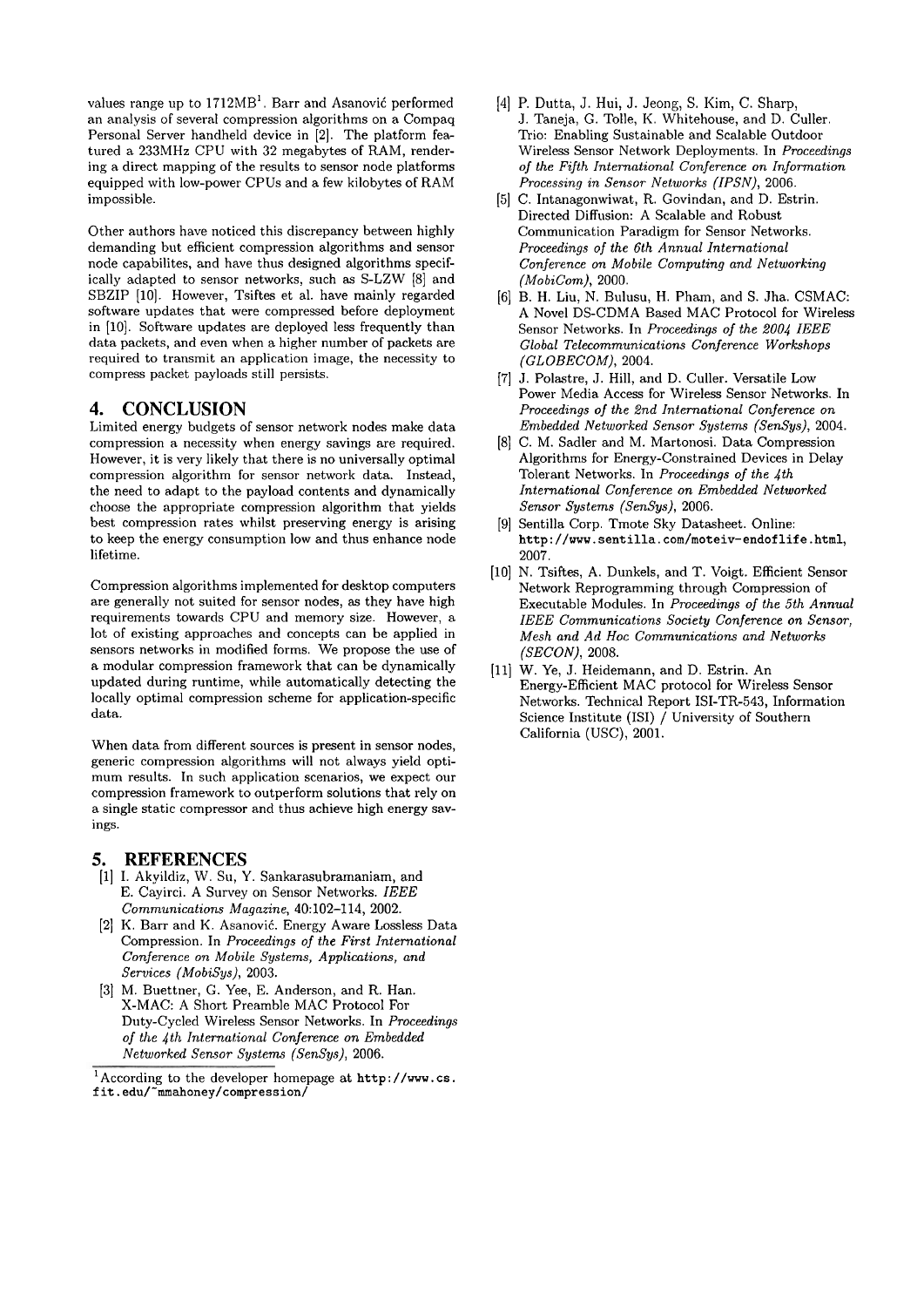values range up to 1712MB[1]. Barr and Asanović performed an analysis of several compression algorithms on a Compaq Personal Server handheld device in [2]. The platform featured a 233MHz CPU with 32 megabytes of RAM, rendering a direct mapping of the results to sensor node platforms equipped with low-power CPUs and a few kilobytes of RAM impossible.

Other authors have noticed this discrepancy between highly demanding but efficient compression algorithms and sensor node capabilites, and have thus designed algorithms specifically adapted to sensor networks, such as S-LZW [8] and SBZIP [10]. However, Tsiftes et al. have mainly regarded software updates that were compressed before deployment in [10]. Software updates are deployed less frequently than data packets, and even when a higher number of packets are required to transmit an application image, the necessity to compress packet payloads still persists.

## 4. CONCLUSION

Limited energy budgets of sensor network nodes make data compression a necessity when energy savings are required. However, it is very likely that there is no universally optimal compression algorithm for sensor network data. Instead, the need to adapt to the payload contents and dynamically choose the appropriate compression algorithm that yields best compression rates whilst preserving energy is arising to keep the energy consumption low and thus enhance node lifetime.

Compression algorithms implemented for desktop computers are generally not suited for sensor nodes, as they have high requirements towards CPU and memory size. However, a lot of existing approaches and concepts can be applied in sensors networks in modified forms. We propose the use of a modular compression framework that can be dynamically updated during runtime, while automatically detecting the locally optimal compression scheme for application-specific data.

When data from different sources is present in sensor nodes, generic compression algorithms will not always yield optimum results. In such application scenarios, we expect our compression framework to outperform solutions that rely on a single static compressor and thus achieve high energy savings.

## 5. REFERENCES

[1] I. Akyildiz, W. Su, Y. Sankarasubramaniam, and E. Cayirci. A Survey on Sensor Networks. *IEEE Communications Magazine*, 40:102–114, 2002.

[2] K. Barr and K. Asanović. Energy Aware Lossless Data Compression. In *Proceedings of the First International Conference on Mobile Systems, Applications, and Services (MobiSys)*, 2003.

[3] M. Buettner, G. Yee, E. Anderson, and R. Han. X-MAC: A Short Preamble MAC Protocol For Duty-Cycled Wireless Sensor Networks. In *Proceedings of the 4th International Conference on Embedded Networked Sensor Systems (SenSys)*, 2006.

[4] P. Dutta, J. Hui, J. Jeong, S. Kim, C. Sharp, J. Taneja, G. Tolle, K. Whitehouse, and D. Culler. Trio: Enabling Sustainable and Scalable Outdoor Wireless Sensor Network Deployments. In *Proceedings of the Fifth International Conference on Information Processing in Sensor Networks (IPSN)*, 2006.

[5] C. Intanagonwiwat, R. Govindan, and D. Estrin. Directed Diffusion: A Scalable and Robust Communication Paradigm for Sensor Networks. *Proceedings of the 6th Annual International Conference on Mobile Computing and Networking (MobiCom)*, 2000.

[6] B. H. Liu, N. Bulusu, H. Pham, and S. Jha. CSMAC: A Novel DS-CDMA Based MAC Protocol for Wireless Sensor Networks. In *Proceedings of the 2004 IEEE Global Telecommunications Conference Workshops (GLOBECOM)*, 2004.

[7] J. Polastre, J. Hill, and D. Culler. Versatile Low Power Media Access for Wireless Sensor Networks. In *Proceedings of the 2nd International Conference on Embedded Networked Sensor Systems (SenSys)*, 2004.

[8] C. M. Sadler and M. Martonosi. Data Compression Algorithms for Energy-Constrained Devices in Delay Tolerant Networks. In *Proceedings of the 4th International Conference on Embedded Networked Sensor Systems (SenSys)*, 2006.

[9] Sentilla Corp. Tmote Sky Datasheet. Online: `http://www.sentilla.com/moteiv-endoflife.html`, 2007.

[10] N. Tsiftes, A. Dunkels, and T. Voigt. Efficient Sensor Network Reprogramming through Compression of Executable Modules. In *Proceedings of the 5th Annual IEEE Communications Society Conference on Sensor, Mesh and Ad Hoc Communications and Networks (SECON)*, 2008.

[11] W. Ye, J. Heidemann, and D. Estrin. An Energy-Efficient MAC protocol for Wireless Sensor Networks. Technical Report ISI-TR-543, Information Science Institute (ISI) / University of Southern California (USC), 2001.

---

[1] According to the developer homepage at `http://www.cs.fit.edu/~mmahoney/compression/`